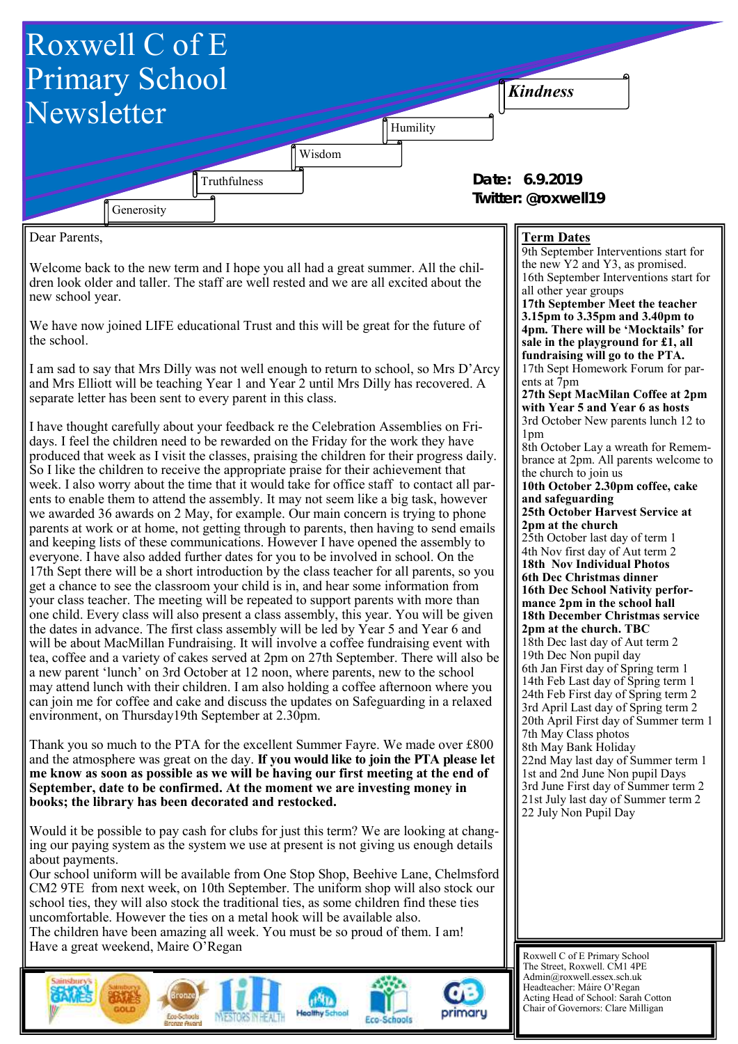# Roxwell C of E Primary School Newsletter

*Kindness*

Humility

Wisdom

Truthfulness

Generosity

**Date: 6.9.2019**
**Twitter: @roxwell19**

Dear Parents,

Welcome back to the new term and I hope you all had a great summer. All the children look older and taller. The staff are well rested and we are all excited about the new school year.

We have now joined LIFE educational Trust and this will be great for the future of the school.

I am sad to say that Mrs Dilly was not well enough to return to school, so Mrs D'Arcy and Mrs Elliott will be teaching Year 1 and Year 2 until Mrs Dilly has recovered. A separate letter has been sent to every parent in this class.

I have thought carefully about your feedback re the Celebration Assemblies on Fridays. I feel the children need to be rewarded on the Friday for the work they have produced that week as I visit the classes, praising the children for their progress daily. So I like the children to receive the appropriate praise for their achievement that week. I also worry about the time that it would take for office staff to contact all parents to enable them to attend the assembly. It may not seem like a big task, however we awarded 36 awards on 2 May, for example. Our main concern is trying to phone parents at work or at home, not getting through to parents, then having to send emails and keeping lists of these communications. However I have opened the assembly to everyone. I have also added further dates for you to be involved in school. On the 17th Sept there will be a short introduction by the class teacher for all parents, so you get a chance to see the classroom your child is in, and hear some information from your class teacher. The meeting will be repeated to support parents with more than one child. Every class will also present a class assembly, this year. You will be given the dates in advance. The first class assembly will be led by Year 5 and Year 6 and will be about MacMillan Fundraising. It will involve a coffee fundraising event with tea, coffee and a variety of cakes served at 2pm on 27th September. There will also be a new parent 'lunch' on 3rd October at 12 noon, where parents, new to the school may attend lunch with their children. I am also holding a coffee afternoon where you can join me for coffee and cake and discuss the updates on Safeguarding in a relaxed environment, on Thursday19th September at 2.30pm.

Thank you so much to the PTA for the excellent Summer Fayre. We made over £800 and the atmosphere was great on the day. **If you would like to join the PTA please let me know as soon as possible as we will be having our first meeting at the end of September, date to be confirmed. At the moment we are investing money in books; the library has been decorated and restocked.**

Would it be possible to pay cash for clubs for just this term? We are looking at changing our paying system as the system we use at present is not giving us enough details about payments.
Our school uniform will be available from One Stop Shop, Beehive Lane, Chelmsford CM2 9TE from next week, on 10th September. The uniform shop will also stock our school ties, they will also stock the traditional ties, as some children find these ties uncomfortable. However the ties on a metal hook will be available also.
The children have been amazing all week. You must be so proud of them. I am!
Have a great weekend, Maire O'Regan

## Term Dates

9th September Interventions start for the new Y2 and Y3, as promised.
16th September Interventions start for all other year groups
**17th September Meet the teacher 3.15pm to 3.35pm and 3.40pm to 4pm. There will be 'Mocktails' for sale in the playground for £1, all fundraising will go to the PTA.**
17th Sept Homework Forum for parents at 7pm
**27th Sept MacMilan Coffee at 2pm with Year 5 and Year 6 as hosts**
3rd October New parents lunch 12 to 1pm
8th October Lay a wreath for Remembrance at 2pm. All parents welcome to the church to join us
**10th October 2.30pm coffee, cake and safeguarding**
**25th October Harvest Service at 2pm at the church**
25th October last day of term 1
4th Nov first day of Aut term 2
**18th Nov Individual Photos**
**6th Dec Christmas dinner**
**16th Dec School Nativity performance 2pm in the school hall**
**18th December Christmas service 2pm at the church. TBC**
18th Dec last day of Aut term 2
19th Dec Non pupil day
6th Jan First day of Spring term 1
14th Feb Last day of Spring term 1
24th Feb First day of Spring term 2
3rd April Last day of Spring term 2
20th April First day of Summer term 1
7th May Class photos
8th May Bank Holiday
22nd May last day of Summer term 1
1st and 2nd June Non pupil Days
3rd June First day of Summer term 2
21st July last day of Summer term 2
22 July Non Pupil Day

Roxwell C of E Primary School
The Street, Roxwell. CM1 4PE
Admin@roxwell.essex.sch.uk
Headteacher: Máire O'Regan
Acting Head of School: Sarah Cotton
Chair of Governors: Clare Milligan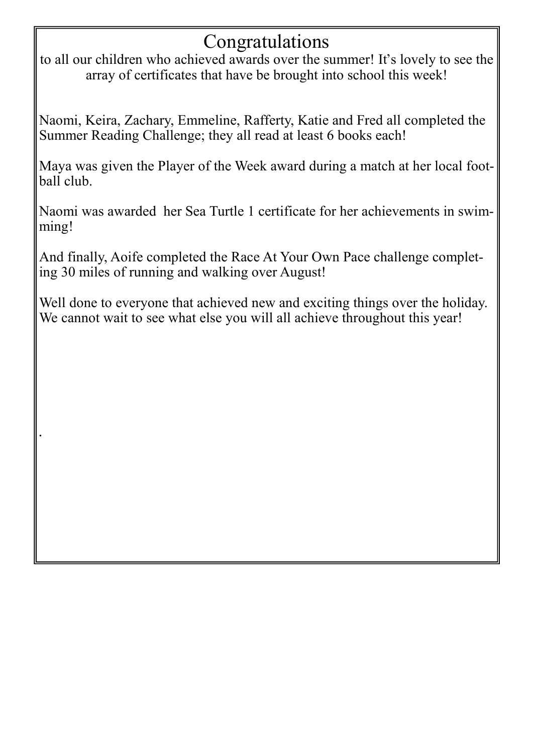# Congratulations

to all our children who achieved awards over the summer! It's lovely to see the array of certificates that have be brought into school this week!

Naomi, Keira, Zachary, Emmeline, Rafferty, Katie and Fred all completed the Summer Reading Challenge; they all read at least 6 books each!

Maya was given the Player of the Week award during a match at her local football club.

Naomi was awarded her Sea Turtle 1 certificate for her achievements in swimming!

And finally, Aoife completed the Race At Your Own Pace challenge completing 30 miles of running and walking over August!

Well done to everyone that achieved new and exciting things over the holiday. We cannot wait to see what else you will all achieve throughout this year!

.